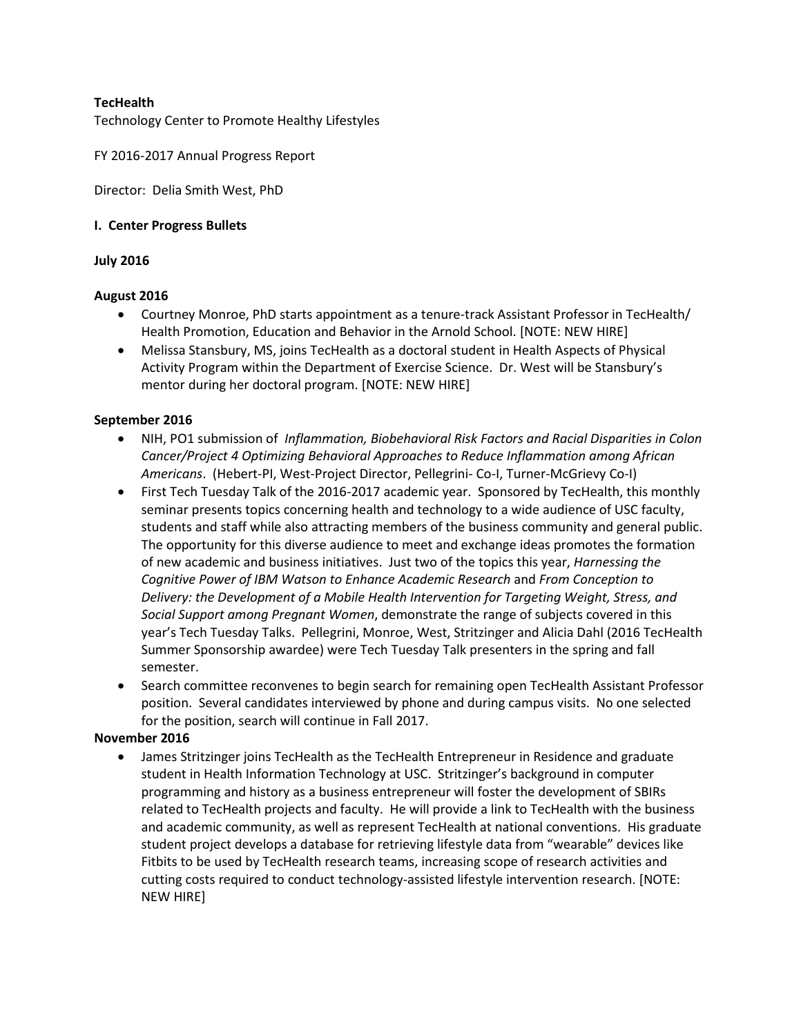**TecHealth**

Technology Center to Promote Healthy Lifestyles

FY 2016-2017 Annual Progress Report

Director: Delia Smith West, PhD

**I. Center Progress Bullets**

**July 2016**

**August 2016**

- Courtney Monroe, PhD starts appointment as a tenure-track Assistant Professor in TecHealth/ Health Promotion, Education and Behavior in the Arnold School. [NOTE: NEW HIRE]
- Melissa Stansbury, MS, joins TecHealth as a doctoral student in Health Aspects of Physical Activity Program within the Department of Exercise Science. Dr. West will be Stansbury's mentor during her doctoral program. [NOTE: NEW HIRE]

**September 2016**

- NIH, PO1 submission of *Inflammation, Biobehavioral Risk Factors and Racial Disparities in Colon Cancer/Project 4 Optimizing Behavioral Approaches to Reduce Inflammation among African Americans*. (Hebert-PI, West-Project Director, Pellegrini- Co-I, Turner-McGrievy Co-I)
- First Tech Tuesday Talk of the 2016-2017 academic year. Sponsored by TecHealth, this monthly seminar presents topics concerning health and technology to a wide audience of USC faculty, students and staff while also attracting members of the business community and general public. The opportunity for this diverse audience to meet and exchange ideas promotes the formation of new academic and business initiatives. Just two of the topics this year, *Harnessing the Cognitive Power of IBM Watson to Enhance Academic Research* and *From Conception to Delivery: the Development of a Mobile Health Intervention for Targeting Weight, Stress, and Social Support among Pregnant Women*, demonstrate the range of subjects covered in this year's Tech Tuesday Talks. Pellegrini, Monroe, West, Stritzinger and Alicia Dahl (2016 TecHealth Summer Sponsorship awardee) were Tech Tuesday Talk presenters in the spring and fall semester.
- Search committee reconvenes to begin search for remaining open TecHealth Assistant Professor position. Several candidates interviewed by phone and during campus visits. No one selected for the position, search will continue in Fall 2017.

**November 2016**

- James Stritzinger joins TecHealth as the TecHealth Entrepreneur in Residence and graduate student in Health Information Technology at USC. Stritzinger's background in computer programming and history as a business entrepreneur will foster the development of SBIRs related to TecHealth projects and faculty. He will provide a link to TecHealth with the business and academic community, as well as represent TecHealth at national conventions. His graduate student project develops a database for retrieving lifestyle data from "wearable" devices like Fitbits to be used by TecHealth research teams, increasing scope of research activities and cutting costs required to conduct technology-assisted lifestyle intervention research. [NOTE: NEW HIRE]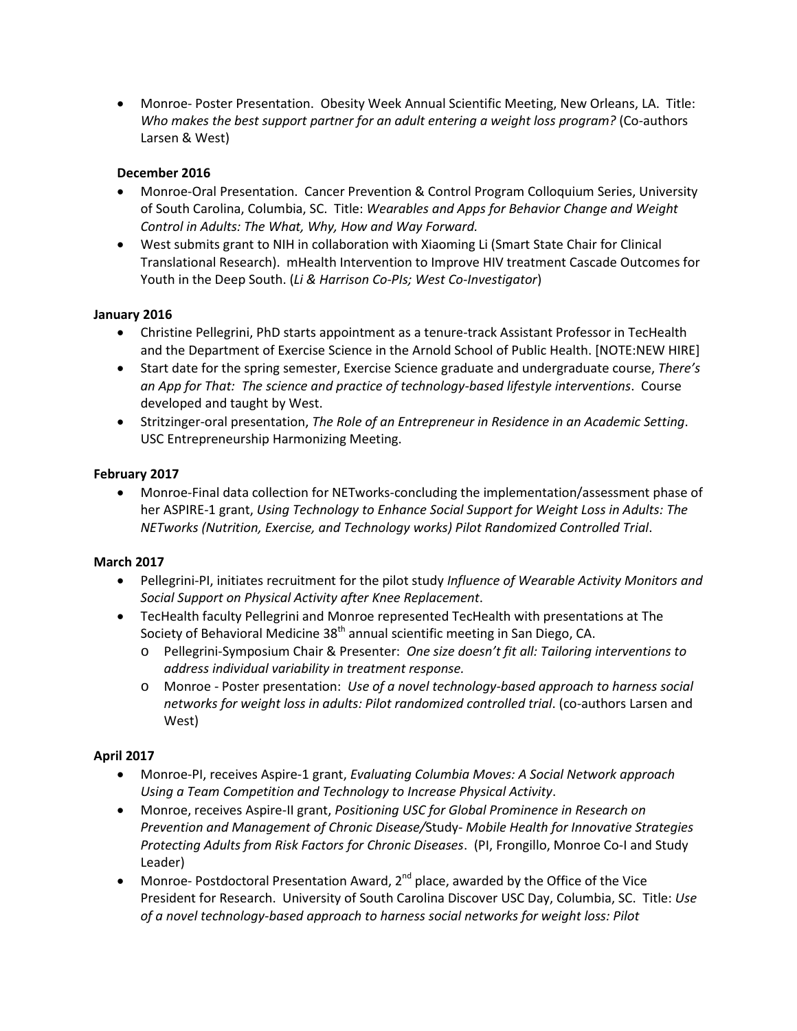- Monroe- Poster Presentation. Obesity Week Annual Scientific Meeting, New Orleans, LA. Title: *Who makes the best support partner for an adult entering a weight loss program?* (Co-authors Larsen & West)

**December 2016**

- Monroe-Oral Presentation. Cancer Prevention & Control Program Colloquium Series, University of South Carolina, Columbia, SC. Title: *Wearables and Apps for Behavior Change and Weight Control in Adults: The What, Why, How and Way Forward.*
- West submits grant to NIH in collaboration with Xiaoming Li (Smart State Chair for Clinical Translational Research). mHealth Intervention to Improve HIV treatment Cascade Outcomes for Youth in the Deep South. (*Li & Harrison Co-PIs; West Co-Investigator*)

**January 2016**

- Christine Pellegrini, PhD starts appointment as a tenure-track Assistant Professor in TecHealth and the Department of Exercise Science in the Arnold School of Public Health. [NOTE:NEW HIRE]
- Start date for the spring semester, Exercise Science graduate and undergraduate course, *There's an App for That: The science and practice of technology-based lifestyle interventions*. Course developed and taught by West.
- Stritzinger-oral presentation, *The Role of an Entrepreneur in Residence in an Academic Setting*. USC Entrepreneurship Harmonizing Meeting.

**February 2017**

- Monroe-Final data collection for NETworks-concluding the implementation/assessment phase of her ASPIRE-1 grant, *Using Technology to Enhance Social Support for Weight Loss in Adults: The NETworks (Nutrition, Exercise, and Technology works) Pilot Randomized Controlled Trial*.

**March 2017**

- Pellegrini-PI, initiates recruitment for the pilot study *Influence of Wearable Activity Monitors and Social Support on Physical Activity after Knee Replacement*.
- TecHealth faculty Pellegrini and Monroe represented TecHealth with presentations at The Society of Behavioral Medicine 38th annual scientific meeting in San Diego, CA.
  - Pellegrini-Symposium Chair & Presenter: *One size doesn't fit all: Tailoring interventions to address individual variability in treatment response.*
  - Monroe - Poster presentation: *Use of a novel technology-based approach to harness social networks for weight loss in adults: Pilot randomized controlled trial*. (co-authors Larsen and West)

**April 2017**

- Monroe-PI, receives Aspire-1 grant, *Evaluating Columbia Moves: A Social Network approach Using a Team Competition and Technology to Increase Physical Activity*.
- Monroe, receives Aspire-II grant, *Positioning USC for Global Prominence in Research on Prevention and Management of Chronic Disease/*Study- *Mobile Health for Innovative Strategies Protecting Adults from Risk Factors for Chronic Diseases*. (PI, Frongillo, Monroe Co-I and Study Leader)
- Monroe- Postdoctoral Presentation Award, 2nd place, awarded by the Office of the Vice President for Research. University of South Carolina Discover USC Day, Columbia, SC. Title: *Use of a novel technology-based approach to harness social networks for weight loss: Pilot*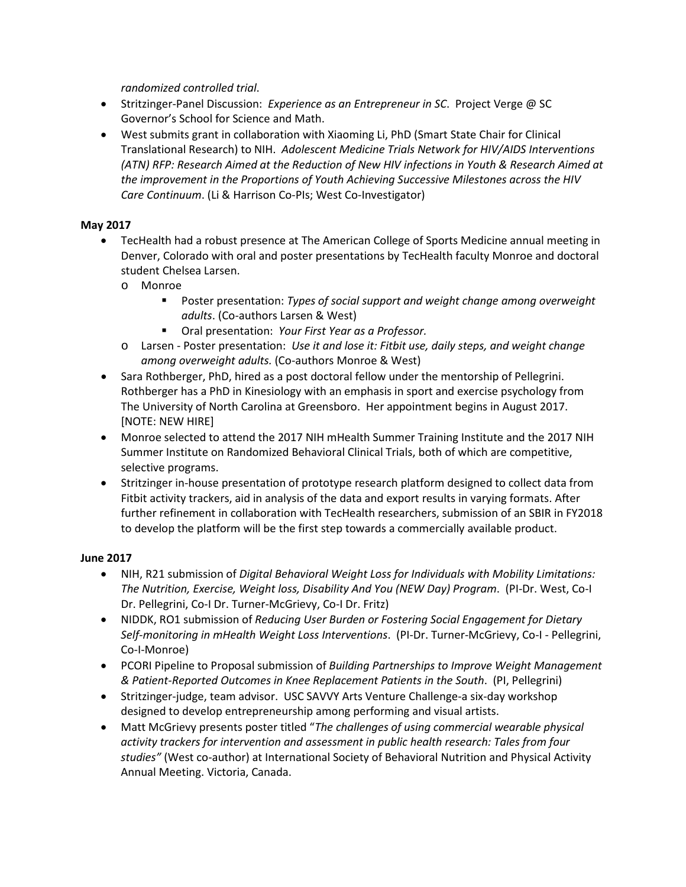*randomized controlled trial*.

- Stritzinger-Panel Discussion: *Experience as an Entrepreneur in SC*. Project Verge @ SC Governor's School for Science and Math.
- West submits grant in collaboration with Xiaoming Li, PhD (Smart State Chair for Clinical Translational Research) to NIH. *Adolescent Medicine Trials Network for HIV/AIDS Interventions (ATN) RFP: Research Aimed at the Reduction of New HIV infections in Youth & Research Aimed at the improvement in the Proportions of Youth Achieving Successive Milestones across the HIV Care Continuum*. (Li & Harrison Co-PIs; West Co-Investigator)

**May 2017**

- TecHealth had a robust presence at The American College of Sports Medicine annual meeting in Denver, Colorado with oral and poster presentations by TecHealth faculty Monroe and doctoral student Chelsea Larsen.
    - Monroe
        - Poster presentation: *Types of social support and weight change among overweight adults*. (Co-authors Larsen & West)
        - Oral presentation: *Your First Year as a Professor.*
    - Larsen - Poster presentation: *Use it and lose it: Fitbit use, daily steps, and weight change among overweight adults.* (Co-authors Monroe & West)
- Sara Rothberger, PhD, hired as a post doctoral fellow under the mentorship of Pellegrini. Rothberger has a PhD in Kinesiology with an emphasis in sport and exercise psychology from The University of North Carolina at Greensboro. Her appointment begins in August 2017. [NOTE: NEW HIRE]
- Monroe selected to attend the 2017 NIH mHealth Summer Training Institute and the 2017 NIH Summer Institute on Randomized Behavioral Clinical Trials, both of which are competitive, selective programs.
- Stritzinger in-house presentation of prototype research platform designed to collect data from Fitbit activity trackers, aid in analysis of the data and export results in varying formats. After further refinement in collaboration with TecHealth researchers, submission of an SBIR in FY2018 to develop the platform will be the first step towards a commercially available product.

**June 2017**

- NIH, R21 submission of *Digital Behavioral Weight Loss for Individuals with Mobility Limitations: The Nutrition, Exercise, Weight loss, Disability And You (NEW Day) Program*. (PI-Dr. West, Co-I Dr. Pellegrini, Co-I Dr. Turner-McGrievy, Co-I Dr. Fritz)
- NIDDK, RO1 submission of *Reducing User Burden or Fostering Social Engagement for Dietary Self-monitoring in mHealth Weight Loss Interventions*. (PI-Dr. Turner-McGrievy, Co-I - Pellegrini, Co-I-Monroe)
- PCORI Pipeline to Proposal submission of *Building Partnerships to Improve Weight Management & Patient-Reported Outcomes in Knee Replacement Patients in the South*. (PI, Pellegrini)
- Stritzinger-judge, team advisor. USC SAVVY Arts Venture Challenge-a six-day workshop designed to develop entrepreneurship among performing and visual artists.
- Matt McGrievy presents poster titled "*The challenges of using commercial wearable physical activity trackers for intervention and assessment in public health research: Tales from four studies"* (West co-author) at International Society of Behavioral Nutrition and Physical Activity Annual Meeting. Victoria, Canada.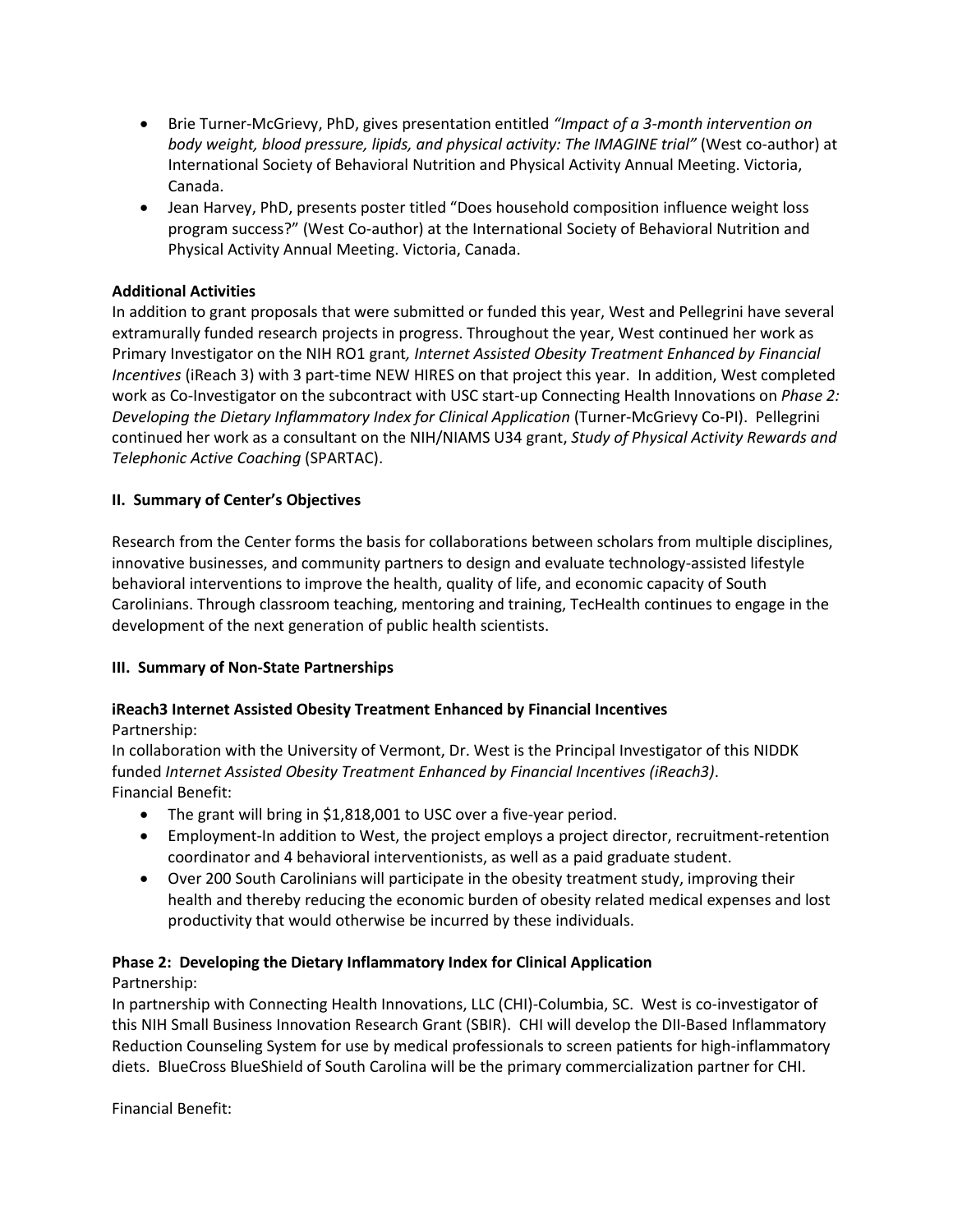- Brie Turner-McGrievy, PhD, gives presentation entitled *"Impact of a 3-month intervention on body weight, blood pressure, lipids, and physical activity: The IMAGINE trial"* (West co-author) at International Society of Behavioral Nutrition and Physical Activity Annual Meeting. Victoria, Canada.
- Jean Harvey, PhD, presents poster titled "Does household composition influence weight loss program success?" (West Co-author) at the International Society of Behavioral Nutrition and Physical Activity Annual Meeting. Victoria, Canada.

**Additional Activities**

In addition to grant proposals that were submitted or funded this year, West and Pellegrini have several extramurally funded research projects in progress. Throughout the year, West continued her work as Primary Investigator on the NIH RO1 grant*, Internet Assisted Obesity Treatment Enhanced by Financial Incentives* (iReach 3) with 3 part-time NEW HIRES on that project this year. In addition, West completed work as Co-Investigator on the subcontract with USC start-up Connecting Health Innovations on *Phase 2: Developing the Dietary Inflammatory Index for Clinical Application* (Turner-McGrievy Co-PI). Pellegrini continued her work as a consultant on the NIH/NIAMS U34 grant, *Study of Physical Activity Rewards and Telephonic Active Coaching* (SPARTAC).

## II. Summary of Center's Objectives

Research from the Center forms the basis for collaborations between scholars from multiple disciplines, innovative businesses, and community partners to design and evaluate technology-assisted lifestyle behavioral interventions to improve the health, quality of life, and economic capacity of South Carolinians. Through classroom teaching, mentoring and training, TecHealth continues to engage in the development of the next generation of public health scientists.

## III. Summary of Non-State Partnerships

**iReach3 Internet Assisted Obesity Treatment Enhanced by Financial Incentives**

Partnership:

In collaboration with the University of Vermont, Dr. West is the Principal Investigator of this NIDDK funded *Internet Assisted Obesity Treatment Enhanced by Financial Incentives (iReach3)*.

Financial Benefit:

- The grant will bring in $1,818,001 to USC over a five-year period.
- Employment-In addition to West, the project employs a project director, recruitment-retention coordinator and 4 behavioral interventionists, as well as a paid graduate student.
- Over 200 South Carolinians will participate in the obesity treatment study, improving their health and thereby reducing the economic burden of obesity related medical expenses and lost productivity that would otherwise be incurred by these individuals.

**Phase 2: Developing the Dietary Inflammatory Index for Clinical Application**

Partnership:

In partnership with Connecting Health Innovations, LLC (CHI)-Columbia, SC. West is co-investigator of this NIH Small Business Innovation Research Grant (SBIR). CHI will develop the DII-Based Inflammatory Reduction Counseling System for use by medical professionals to screen patients for high-inflammatory diets. BlueCross BlueShield of South Carolina will be the primary commercialization partner for CHI.

Financial Benefit: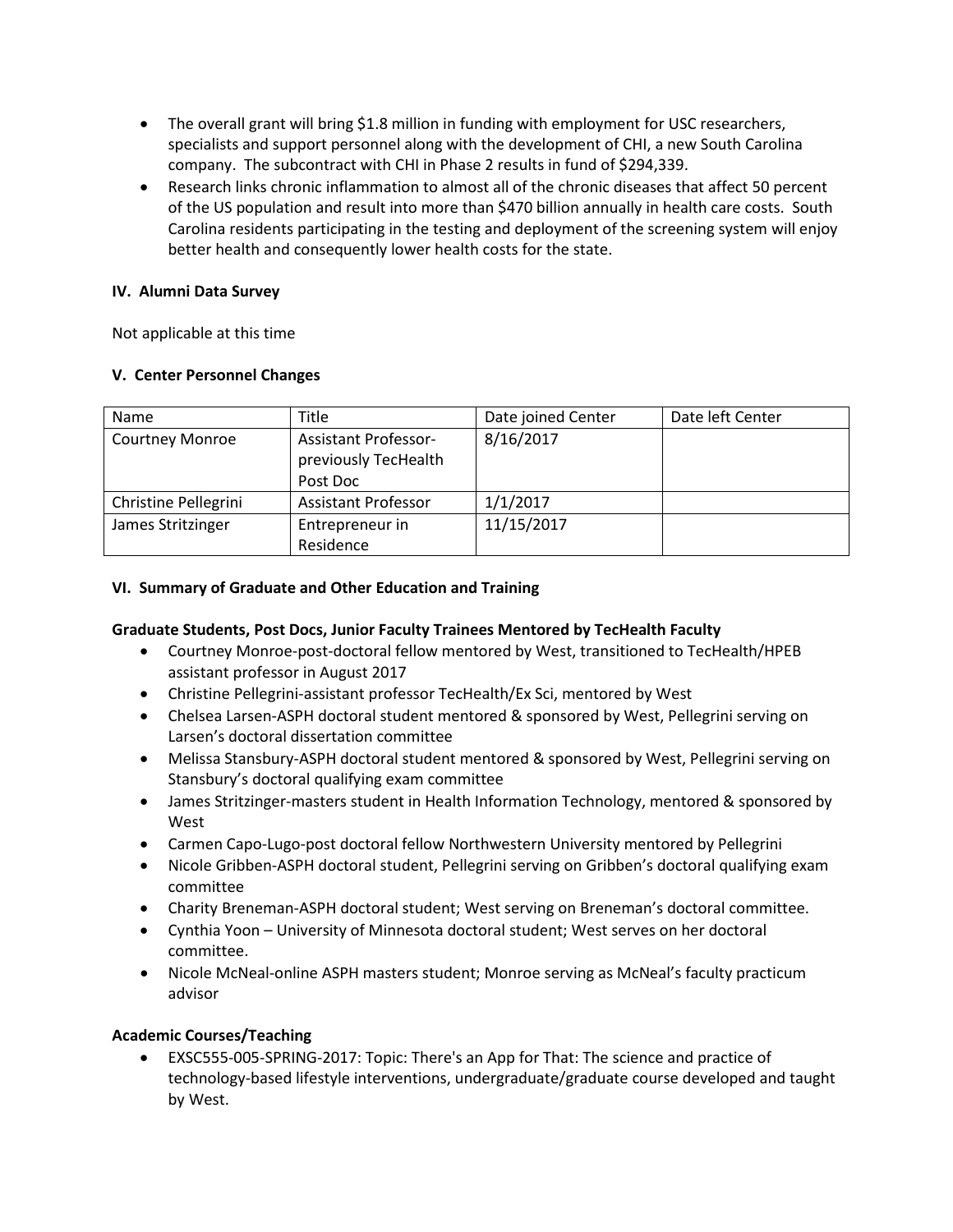- The overall grant will bring $1.8 million in funding with employment for USC researchers, specialists and support personnel along with the development of CHI, a new South Carolina company. The subcontract with CHI in Phase 2 results in fund of $294,339.
- Research links chronic inflammation to almost all of the chronic diseases that affect 50 percent of the US population and result into more than $470 billion annually in health care costs. South Carolina residents participating in the testing and deployment of the screening system will enjoy better health and consequently lower health costs for the state.

### IV. Alumni Data Survey

Not applicable at this time

### V. Center Personnel Changes

| Name | Title | Date joined Center | Date left Center |
|---|---|---|---|
| Courtney Monroe | Assistant Professor-previously TecHealth Post Doc | 8/16/2017 | |
| Christine Pellegrini | Assistant Professor | 1/1/2017 | |
| James Stritzinger | Entrepreneur in Residence | 11/15/2017 | |

### VI. Summary of Graduate and Other Education and Training

**Graduate Students, Post Docs, Junior Faculty Trainees Mentored by TecHealth Faculty**

- Courtney Monroe-post-doctoral fellow mentored by West, transitioned to TecHealth/HPEB assistant professor in August 2017
- Christine Pellegrini-assistant professor TecHealth/Ex Sci, mentored by West
- Chelsea Larsen-ASPH doctoral student mentored & sponsored by West, Pellegrini serving on Larsen's doctoral dissertation committee
- Melissa Stansbury-ASPH doctoral student mentored & sponsored by West, Pellegrini serving on Stansbury's doctoral qualifying exam committee
- James Stritzinger-masters student in Health Information Technology, mentored & sponsored by West
- Carmen Capo-Lugo-post doctoral fellow Northwestern University mentored by Pellegrini
- Nicole Gribben-ASPH doctoral student, Pellegrini serving on Gribben's doctoral qualifying exam committee
- Charity Breneman-ASPH doctoral student; West serving on Breneman's doctoral committee.
- Cynthia Yoon – University of Minnesota doctoral student; West serves on her doctoral committee.
- Nicole McNeal-online ASPH masters student; Monroe serving as McNeal's faculty practicum advisor

**Academic Courses/Teaching**

- EXSC555-005-SPRING-2017: Topic: There's an App for That: The science and practice of technology-based lifestyle interventions, undergraduate/graduate course developed and taught by West.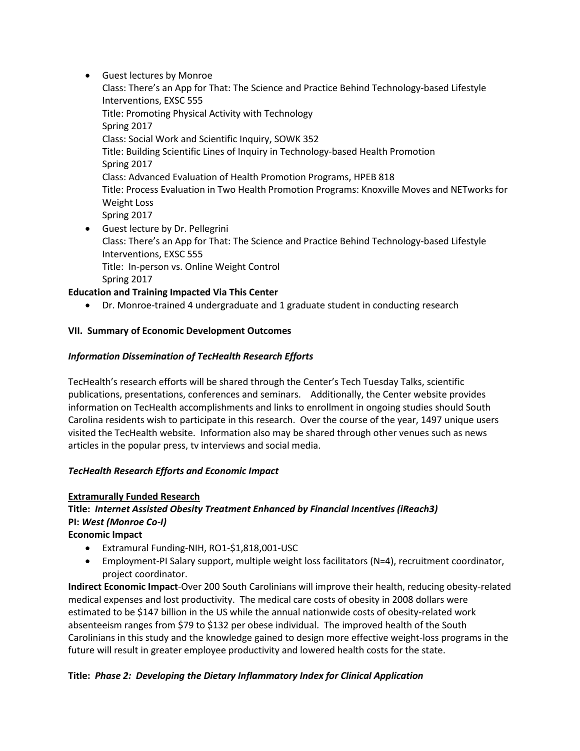- Guest lectures by Monroe
  Class: There's an App for That: The Science and Practice Behind Technology-based Lifestyle Interventions, EXSC 555
  Title: Promoting Physical Activity with Technology
  Spring 2017
  Class: Social Work and Scientific Inquiry, SOWK 352
  Title: Building Scientific Lines of Inquiry in Technology-based Health Promotion
  Spring 2017
  Class: Advanced Evaluation of Health Promotion Programs, HPEB 818
  Title: Process Evaluation in Two Health Promotion Programs: Knoxville Moves and NETworks for Weight Loss
  Spring 2017
- Guest lecture by Dr. Pellegrini
  Class: There's an App for That: The Science and Practice Behind Technology-based Lifestyle Interventions, EXSC 555
  Title: In-person vs. Online Weight Control
  Spring 2017

**Education and Training Impacted Via This Center**

- Dr. Monroe-trained 4 undergraduate and 1 graduate student in conducting research

## VII. Summary of Economic Development Outcomes

### *Information Dissemination of TecHealth Research Efforts*

TecHealth's research efforts will be shared through the Center's Tech Tuesday Talks, scientific publications, presentations, conferences and seminars. Additionally, the Center website provides information on TecHealth accomplishments and links to enrollment in ongoing studies should South Carolina residents wish to participate in this research. Over the course of the year, 1497 unique users visited the TecHealth website. Information also may be shared through other venues such as news articles in the popular press, tv interviews and social media.

### *TecHealth Research Efforts and Economic Impact*

**Extramurally Funded Research**

**Title:** ***Internet Assisted Obesity Treatment Enhanced by Financial Incentives (iReach3)***
**PI:** ***West (Monroe Co-I)***
**Economic Impact**

- Extramural Funding-NIH, RO1-$1,818,001-USC
- Employment-PI Salary support, multiple weight loss facilitators (N=4), recruitment coordinator, project coordinator.

**Indirect Economic Impact**-Over 200 South Carolinians will improve their health, reducing obesity-related medical expenses and lost productivity. The medical care costs of obesity in 2008 dollars were estimated to be $147 billion in the US while the annual nationwide costs of obesity-related work absenteeism ranges from $79 to $132 per obese individual. The improved health of the South Carolinians in this study and the knowledge gained to design more effective weight-loss programs in the future will result in greater employee productivity and lowered health costs for the state.

**Title:** ***Phase 2: Developing the Dietary Inflammatory Index for Clinical Application***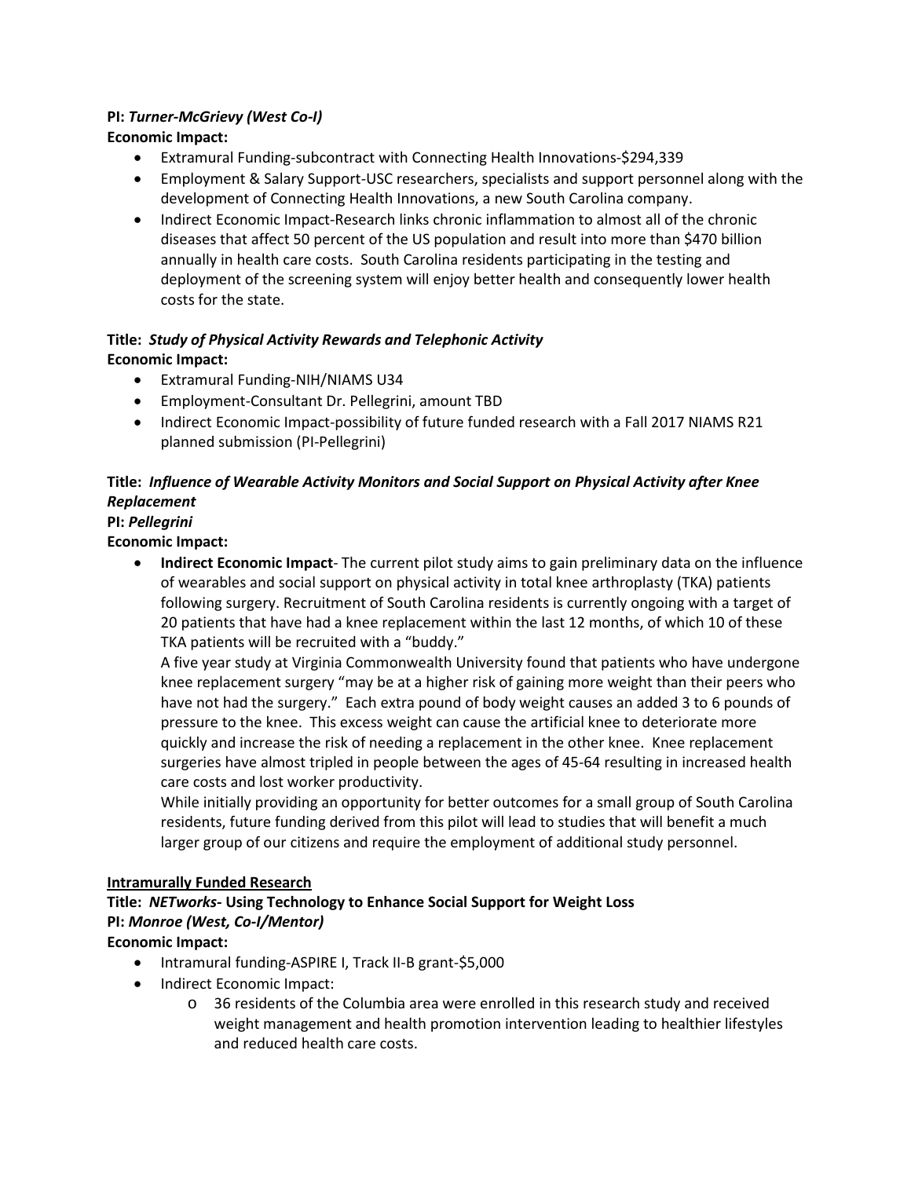**PI:** ***Turner-McGrievy (West Co-I)***

**Economic Impact:**

- Extramural Funding-subcontract with Connecting Health Innovations-$294,339
- Employment & Salary Support-USC researchers, specialists and support personnel along with the development of Connecting Health Innovations, a new South Carolina company.
- Indirect Economic Impact-Research links chronic inflammation to almost all of the chronic diseases that affect 50 percent of the US population and result into more than $470 billion annually in health care costs. South Carolina residents participating in the testing and deployment of the screening system will enjoy better health and consequently lower health costs for the state.

**Title:** ***Study of Physical Activity Rewards and Telephonic Activity***

**Economic Impact:**

- Extramural Funding-NIH/NIAMS U34
- Employment-Consultant Dr. Pellegrini, amount TBD
- Indirect Economic Impact-possibility of future funded research with a Fall 2017 NIAMS R21 planned submission (PI-Pellegrini)

**Title:** ***Influence of Wearable Activity Monitors and Social Support on Physical Activity after Knee Replacement***

**PI:** ***Pellegrini***

**Economic Impact:**

- **Indirect Economic Impact**- The current pilot study aims to gain preliminary data on the influence of wearables and social support on physical activity in total knee arthroplasty (TKA) patients following surgery. Recruitment of South Carolina residents is currently ongoing with a target of 20 patients that have had a knee replacement within the last 12 months, of which 10 of these TKA patients will be recruited with a "buddy."

  A five year study at Virginia Commonwealth University found that patients who have undergone knee replacement surgery "may be at a higher risk of gaining more weight than their peers who have not had the surgery." Each extra pound of body weight causes an added 3 to 6 pounds of pressure to the knee. This excess weight can cause the artificial knee to deteriorate more quickly and increase the risk of needing a replacement in the other knee. Knee replacement surgeries have almost tripled in people between the ages of 45-64 resulting in increased health care costs and lost worker productivity.

  While initially providing an opportunity for better outcomes for a small group of South Carolina residents, future funding derived from this pilot will lead to studies that will benefit a much larger group of our citizens and require the employment of additional study personnel.

<u>**Intramurally Funded Research**</u>

**Title:** ***NETworks*- Using Technology to Enhance Social Support for Weight Loss**

**PI:** ***Monroe (West, Co-I/Mentor)***

**Economic Impact:**

- Intramural funding-ASPIRE I, Track II-B grant-$5,000
- Indirect Economic Impact:
  - 36 residents of the Columbia area were enrolled in this research study and received weight management and health promotion intervention leading to healthier lifestyles and reduced health care costs.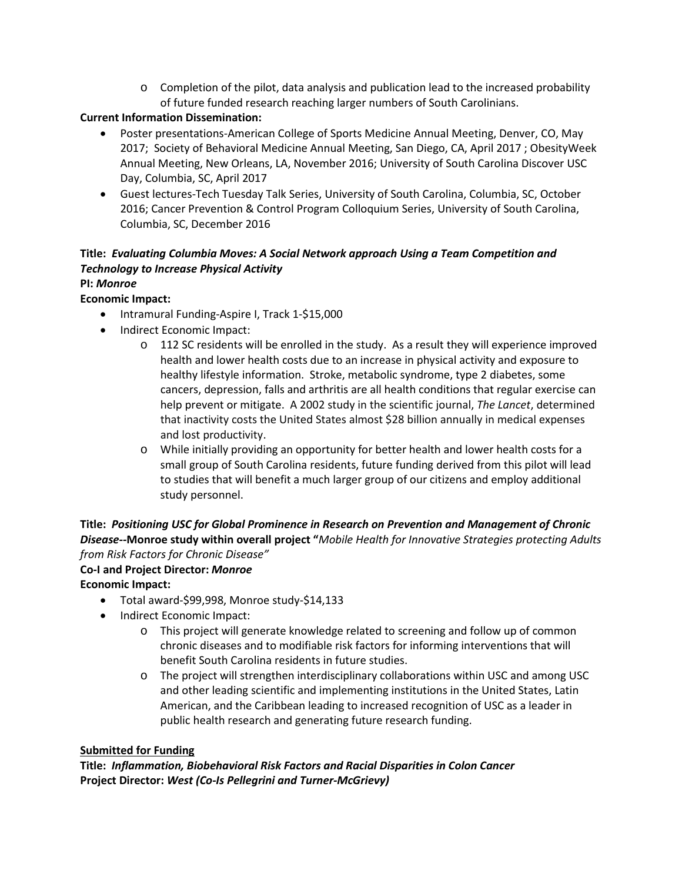- Completion of the pilot, data analysis and publication lead to the increased probability of future funded research reaching larger numbers of South Carolinians.

**Current Information Dissemination:**

- Poster presentations-American College of Sports Medicine Annual Meeting, Denver, CO, May 2017; Society of Behavioral Medicine Annual Meeting, San Diego, CA, April 2017 ; ObesityWeek Annual Meeting, New Orleans, LA, November 2016; University of South Carolina Discover USC Day, Columbia, SC, April 2017
- Guest lectures-Tech Tuesday Talk Series, University of South Carolina, Columbia, SC, October 2016; Cancer Prevention & Control Program Colloquium Series, University of South Carolina, Columbia, SC, December 2016

**Title:** ***Evaluating Columbia Moves: A Social Network approach Using a Team Competition and Technology to Increase Physical Activity***

**PI:** ***Monroe***

**Economic Impact:**

- Intramural Funding-Aspire I, Track 1-$15,000
- Indirect Economic Impact:
  - 112 SC residents will be enrolled in the study. As a result they will experience improved health and lower health costs due to an increase in physical activity and exposure to healthy lifestyle information. Stroke, metabolic syndrome, type 2 diabetes, some cancers, depression, falls and arthritis are all health conditions that regular exercise can help prevent or mitigate. A 2002 study in the scientific journal, *The Lancet*, determined that inactivity costs the United States almost $28 billion annually in medical expenses and lost productivity.
  - While initially providing an opportunity for better health and lower health costs for a small group of South Carolina residents, future funding derived from this pilot will lead to studies that will benefit a much larger group of our citizens and employ additional study personnel.

**Title:** ***Positioning USC for Global Prominence in Research on Prevention and Management of Chronic Disease*--Monroe study within overall project "*Mobile Health for Innovative Strategies protecting Adults from Risk Factors for Chronic Disease"***

**Co-I and Project Director:** ***Monroe***

**Economic Impact:**

- Total award-$99,998, Monroe study-$14,133
- Indirect Economic Impact:
  - This project will generate knowledge related to screening and follow up of common chronic diseases and to modifiable risk factors for informing interventions that will benefit South Carolina residents in future studies.
  - The project will strengthen interdisciplinary collaborations within USC and among USC and other leading scientific and implementing institutions in the United States, Latin American, and the Caribbean leading to increased recognition of USC as a leader in public health research and generating future research funding.

**<u>Submitted for Funding</u>**

**Title:** ***Inflammation, Biobehavioral Risk Factors and Racial Disparities in Colon Cancer***

**Project Director:** ***West (Co-Is Pellegrini and Turner-McGrievy)***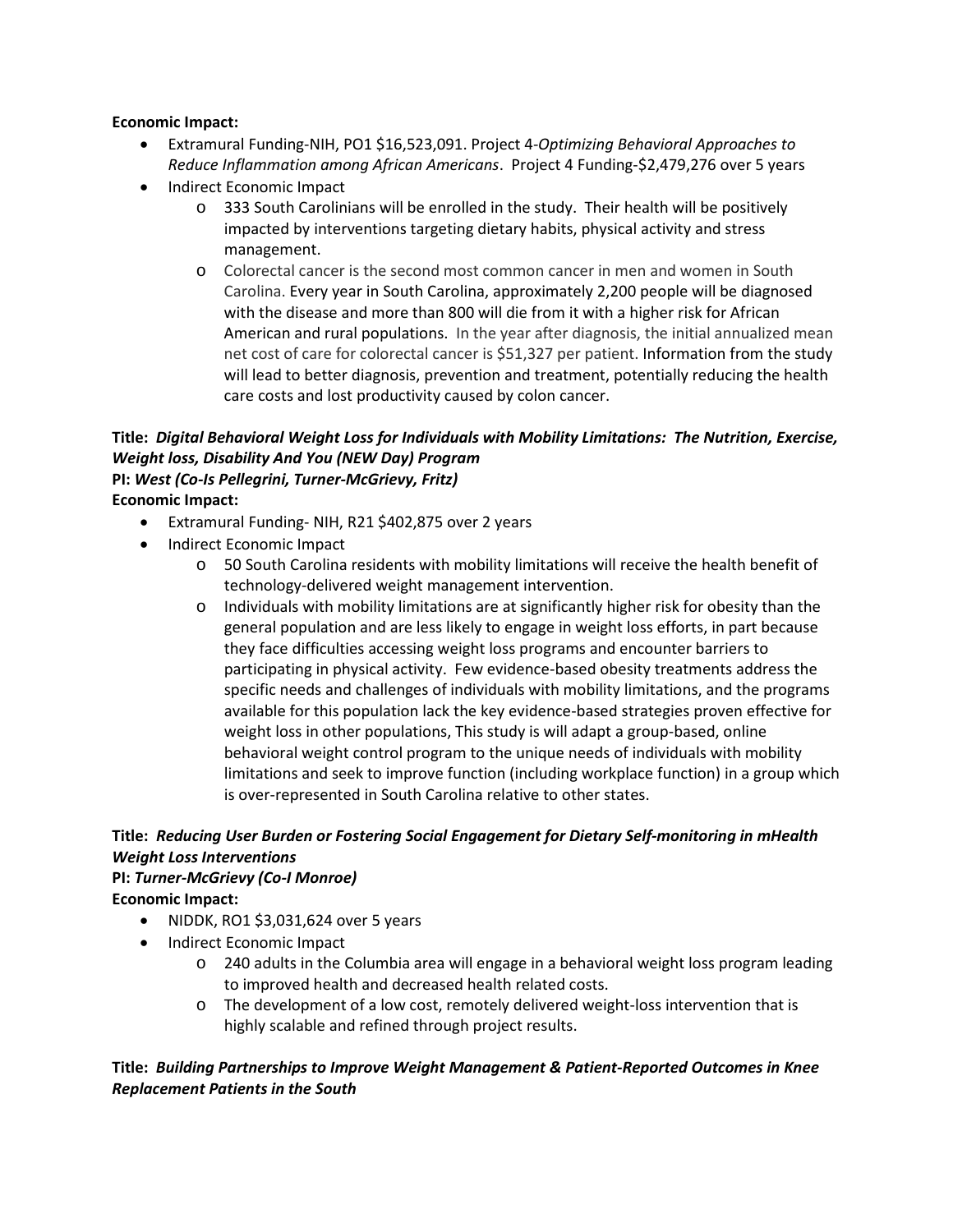**Economic Impact:**

- Extramural Funding-NIH, PO1 $16,523,091. Project 4-*Optimizing Behavioral Approaches to Reduce Inflammation among African Americans*. Project 4 Funding-$2,479,276 over 5 years
- Indirect Economic Impact
  - 333 South Carolinians will be enrolled in the study. Their health will be positively impacted by interventions targeting dietary habits, physical activity and stress management.
  - Colorectal cancer is the second most common cancer in men and women in South Carolina. Every year in South Carolina, approximately 2,200 people will be diagnosed with the disease and more than 800 will die from it with a higher risk for African American and rural populations. In the year after diagnosis, the initial annualized mean net cost of care for colorectal cancer is $51,327 per patient. Information from the study will lead to better diagnosis, prevention and treatment, potentially reducing the health care costs and lost productivity caused by colon cancer.

**Title: *Digital Behavioral Weight Loss for Individuals with Mobility Limitations: The Nutrition, Exercise, Weight loss, Disability And You (NEW Day) Program***
**PI: *West (Co-Is Pellegrini, Turner-McGrievy, Fritz)***
**Economic Impact:**

- Extramural Funding- NIH, R21 $402,875 over 2 years
- Indirect Economic Impact
  - 50 South Carolina residents with mobility limitations will receive the health benefit of technology-delivered weight management intervention.
  - Individuals with mobility limitations are at significantly higher risk for obesity than the general population and are less likely to engage in weight loss efforts, in part because they face difficulties accessing weight loss programs and encounter barriers to participating in physical activity. Few evidence-based obesity treatments address the specific needs and challenges of individuals with mobility limitations, and the programs available for this population lack the key evidence-based strategies proven effective for weight loss in other populations, This study is will adapt a group-based, online behavioral weight control program to the unique needs of individuals with mobility limitations and seek to improve function (including workplace function) in a group which is over-represented in South Carolina relative to other states.

**Title: *Reducing User Burden or Fostering Social Engagement for Dietary Self-monitoring in mHealth Weight Loss Interventions***
**PI: *Turner-McGrievy (Co-I Monroe)***
**Economic Impact:**

- NIDDK, RO1 $3,031,624 over 5 years
- Indirect Economic Impact
  - 240 adults in the Columbia area will engage in a behavioral weight loss program leading to improved health and decreased health related costs.
  - The development of a low cost, remotely delivered weight-loss intervention that is highly scalable and refined through project results.

**Title: *Building Partnerships to Improve Weight Management & Patient-Reported Outcomes in Knee Replacement Patients in the South***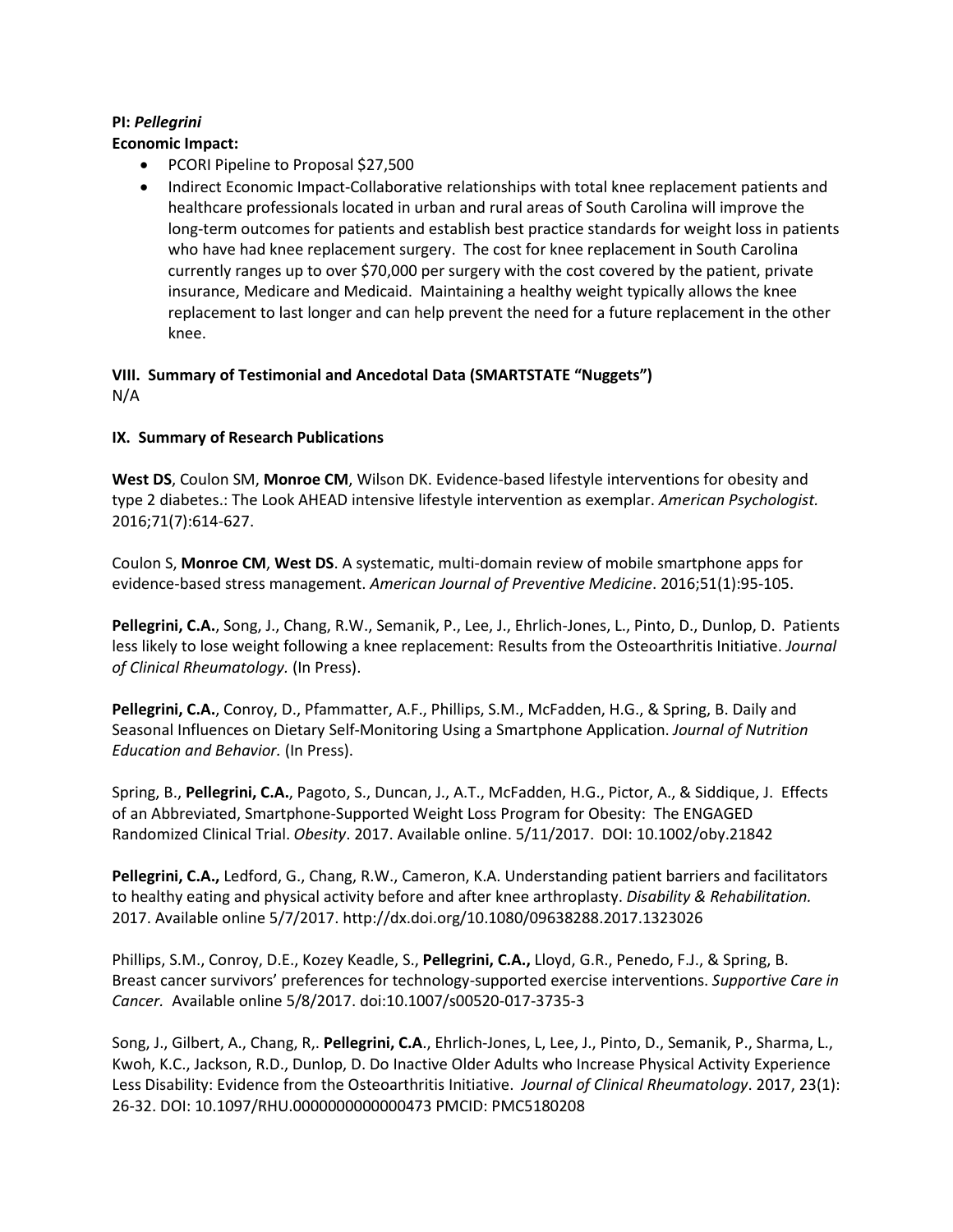**PI:** ***Pellegrini***

**Economic Impact:**

- PCORI Pipeline to Proposal $27,500
- Indirect Economic Impact-Collaborative relationships with total knee replacement patients and healthcare professionals located in urban and rural areas of South Carolina will improve the long-term outcomes for patients and establish best practice standards for weight loss in patients who have had knee replacement surgery. The cost for knee replacement in South Carolina currently ranges up to over $70,000 per surgery with the cost covered by the patient, private insurance, Medicare and Medicaid. Maintaining a healthy weight typically allows the knee replacement to last longer and can help prevent the need for a future replacement in the other knee.

**VIII. Summary of Testimonial and Ancedotal Data (SMARTSTATE "Nuggets")**

N/A

**IX. Summary of Research Publications**

**West DS**, Coulon SM, **Monroe CM**, Wilson DK. Evidence-based lifestyle interventions for obesity and type 2 diabetes.: The Look AHEAD intensive lifestyle intervention as exemplar. *American Psychologist.* 2016;71(7):614-627.

Coulon S, **Monroe CM**, **West DS**. A systematic, multi-domain review of mobile smartphone apps for evidence-based stress management. *American Journal of Preventive Medicine*. 2016;51(1):95-105.

**Pellegrini, C.A.**, Song, J., Chang, R.W., Semanik, P., Lee, J., Ehrlich-Jones, L., Pinto, D., Dunlop, D. Patients less likely to lose weight following a knee replacement: Results from the Osteoarthritis Initiative. *Journal of Clinical Rheumatology.* (In Press).

**Pellegrini, C.A.**, Conroy, D., Pfammatter, A.F., Phillips, S.M., McFadden, H.G., & Spring, B. Daily and Seasonal Influences on Dietary Self-Monitoring Using a Smartphone Application. *Journal of Nutrition Education and Behavior.* (In Press).

Spring, B., **Pellegrini, C.A.**, Pagoto, S., Duncan, J., A.T., McFadden, H.G., Pictor, A., & Siddique, J. Effects of an Abbreviated, Smartphone-Supported Weight Loss Program for Obesity: The ENGAGED Randomized Clinical Trial. *Obesity*. 2017. Available online. 5/11/2017. DOI: 10.1002/oby.21842

**Pellegrini, C.A.,** Ledford, G., Chang, R.W., Cameron, K.A. Understanding patient barriers and facilitators to healthy eating and physical activity before and after knee arthroplasty. *Disability & Rehabilitation.* 2017. Available online 5/7/2017. http://dx.doi.org/10.1080/09638288.2017.1323026

Phillips, S.M., Conroy, D.E., Kozey Keadle, S., **Pellegrini, C.A.,** Lloyd, G.R., Penedo, F.J., & Spring, B. Breast cancer survivors' preferences for technology-supported exercise interventions. *Supportive Care in Cancer.* Available online 5/8/2017. doi:10.1007/s00520-017-3735-3

Song, J., Gilbert, A., Chang, R,. **Pellegrini, C.A**., Ehrlich-Jones, L, Lee, J., Pinto, D., Semanik, P., Sharma, L., Kwoh, K.C., Jackson, R.D., Dunlop, D. Do Inactive Older Adults who Increase Physical Activity Experience Less Disability: Evidence from the Osteoarthritis Initiative. *Journal of Clinical Rheumatology*. 2017, 23(1): 26-32. DOI: 10.1097/RHU.0000000000000473 PMCID: PMC5180208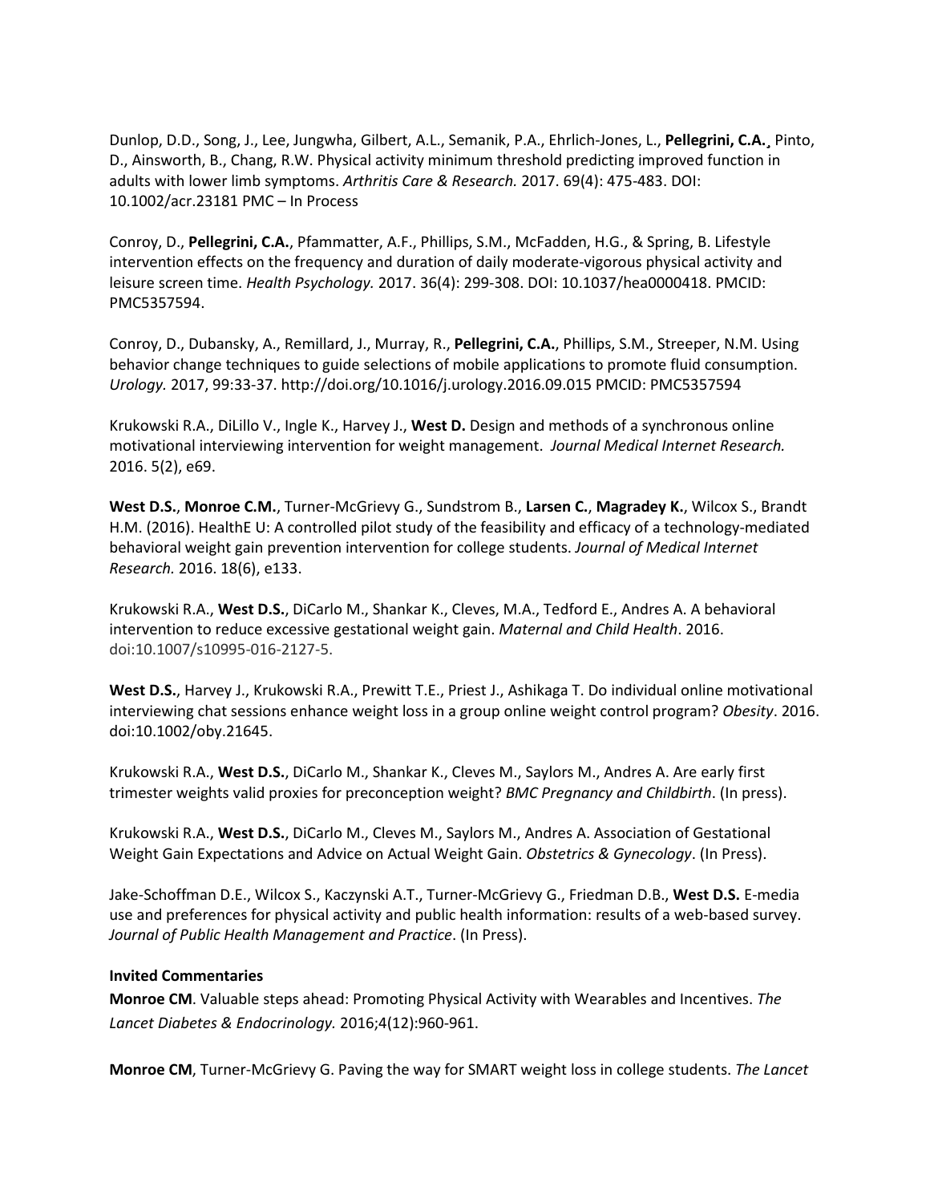Dunlop, D.D., Song, J., Lee, Jungwha, Gilbert, A.L., Semanik, P.A., Ehrlich-Jones, L., **Pellegrini, C.A.**, Pinto, D., Ainsworth, B., Chang, R.W. Physical activity minimum threshold predicting improved function in adults with lower limb symptoms. *Arthritis Care & Research.* 2017. 69(4): 475-483. DOI: 10.1002/acr.23181 PMC – In Process

Conroy, D., **Pellegrini, C.A.**, Pfammatter, A.F., Phillips, S.M., McFadden, H.G., & Spring, B. Lifestyle intervention effects on the frequency and duration of daily moderate-vigorous physical activity and leisure screen time. *Health Psychology.* 2017. 36(4): 299-308. DOI: 10.1037/hea0000418. PMCID: PMC5357594.

Conroy, D., Dubansky, A., Remillard, J., Murray, R., **Pellegrini, C.A.**, Phillips, S.M., Streeper, N.M. Using behavior change techniques to guide selections of mobile applications to promote fluid consumption. *Urology.* 2017, 99:33-37. http://doi.org/10.1016/j.urology.2016.09.015 PMCID: PMC5357594

Krukowski R.A., DiLillo V., Ingle K., Harvey J., **West D.** Design and methods of a synchronous online motivational interviewing intervention for weight management. *Journal Medical Internet Research.* 2016. 5(2), e69.

**West D.S.**, **Monroe C.M.**, Turner-McGrievy G., Sundstrom B., **Larsen C.**, **Magradey K.**, Wilcox S., Brandt H.M. (2016). HealthE U: A controlled pilot study of the feasibility and efficacy of a technology-mediated behavioral weight gain prevention intervention for college students. *Journal of Medical Internet Research.* 2016. 18(6), e133.

Krukowski R.A., **West D.S.**, DiCarlo M., Shankar K., Cleves, M.A., Tedford E., Andres A. A behavioral intervention to reduce excessive gestational weight gain. *Maternal and Child Health*. 2016. doi:10.1007/s10995-016-2127-5.

**West D.S.**, Harvey J., Krukowski R.A., Prewitt T.E., Priest J., Ashikaga T. Do individual online motivational interviewing chat sessions enhance weight loss in a group online weight control program? *Obesity*. 2016. doi:10.1002/oby.21645.

Krukowski R.A., **West D.S.**, DiCarlo M., Shankar K., Cleves M., Saylors M., Andres A. Are early first trimester weights valid proxies for preconception weight? *BMC Pregnancy and Childbirth*. (In press).

Krukowski R.A., **West D.S.**, DiCarlo M., Cleves M., Saylors M., Andres A. Association of Gestational Weight Gain Expectations and Advice on Actual Weight Gain. *Obstetrics & Gynecology*. (In Press).

Jake-Schoffman D.E., Wilcox S., Kaczynski A.T., Turner-McGrievy G., Friedman D.B., **West D.S.** E-media use and preferences for physical activity and public health information: results of a web-based survey. *Journal of Public Health Management and Practice*. (In Press).

**Invited Commentaries**

**Monroe CM**. Valuable steps ahead: Promoting Physical Activity with Wearables and Incentives. *The Lancet Diabetes & Endocrinology.* 2016;4(12):960-961.

**Monroe CM**, Turner-McGrievy G. Paving the way for SMART weight loss in college students. *The Lancet*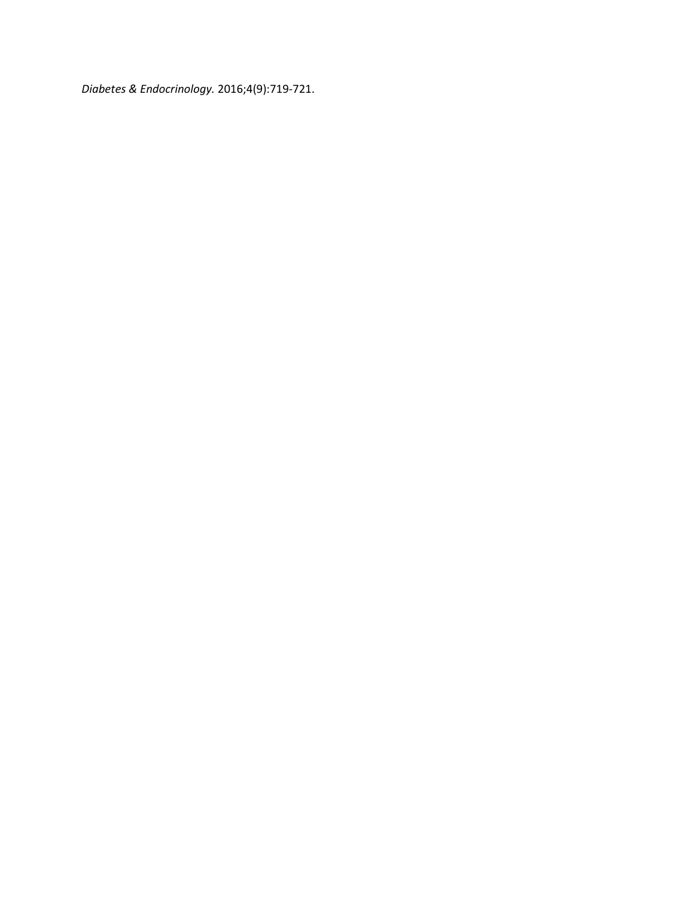*Diabetes & Endocrinology.* 2016;4(9):719-721.